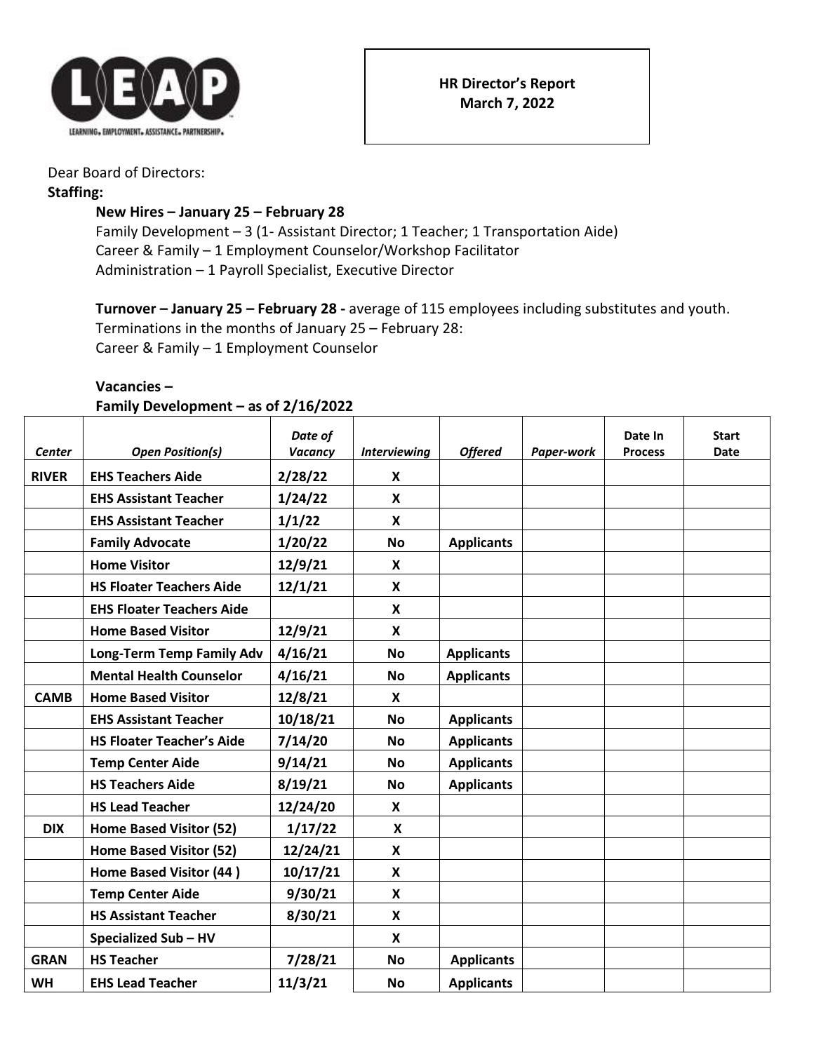**HR Director's Report**
**March 7, 2022**

Dear Board of Directors:

**Staffing:**

**New Hires – January 25 – February 28**

Family Development – 3 (1- Assistant Director; 1 Teacher; 1 Transportation Aide)
Career & Family – 1 Employment Counselor/Workshop Facilitator
Administration – 1 Payroll Specialist, Executive Director

**Turnover – January 25 – February 28 -** average of 115 employees including substitutes and youth.
Terminations in the months of January 25 – February 28:
Career & Family – 1 Employment Counselor

**Vacancies –**
**Family Development – as of 2/16/2022**

| *Center* | *Open Position(s)* | *Date of Vacancy* | *Interviewing* | *Offered* | *Paper-work* | Date In Process | Start Date |
|---|---|---|---|---|---|---|---|
| **RIVER** | **EHS Teachers Aide** | **2/28/22** | **X** | | | | |
| | **EHS Assistant Teacher** | **1/24/22** | **X** | | | | |
| | **EHS Assistant Teacher** | **1/1/22** | **X** | | | | |
| | **Family Advocate** | **1/20/22** | **No** | **Applicants** | | | |
| | **Home Visitor** | **12/9/21** | **X** | | | | |
| | **HS Floater Teachers Aide** | **12/1/21** | **X** | | | | |
| | **EHS Floater Teachers Aide** | | **X** | | | | |
| | **Home Based Visitor** | **12/9/21** | **X** | | | | |
| | **Long-Term Temp Family Adv** | **4/16/21** | **No** | **Applicants** | | | |
| | **Mental Health Counselor** | **4/16/21** | **No** | **Applicants** | | | |
| **CAMB** | **Home Based Visitor** | **12/8/21** | **X** | | | | |
| | **EHS Assistant Teacher** | **10/18/21** | **No** | **Applicants** | | | |
| | **HS Floater Teacher's Aide** | **7/14/20** | **No** | **Applicants** | | | |
| | **Temp Center Aide** | **9/14/21** | **No** | **Applicants** | | | |
| | **HS Teachers Aide** | **8/19/21** | **No** | **Applicants** | | | |
| | **HS Lead Teacher** | **12/24/20** | **X** | | | | |
| **DIX** | **Home Based Visitor (52)** | **1/17/22** | **X** | | | | |
| | **Home Based Visitor (52)** | **12/24/21** | **X** | | | | |
| | **Home Based Visitor (44 )** | **10/17/21** | **X** | | | | |
| | **Temp Center Aide** | **9/30/21** | **X** | | | | |
| | **HS Assistant Teacher** | **8/30/21** | **X** | | | | |
| | **Specialized Sub – HV** | | **X** | | | | |
| **GRAN** | **HS Teacher** | **7/28/21** | **No** | **Applicants** | | | |
| **WH** | **EHS Lead Teacher** | **11/3/21** | **No** | **Applicants** | | | |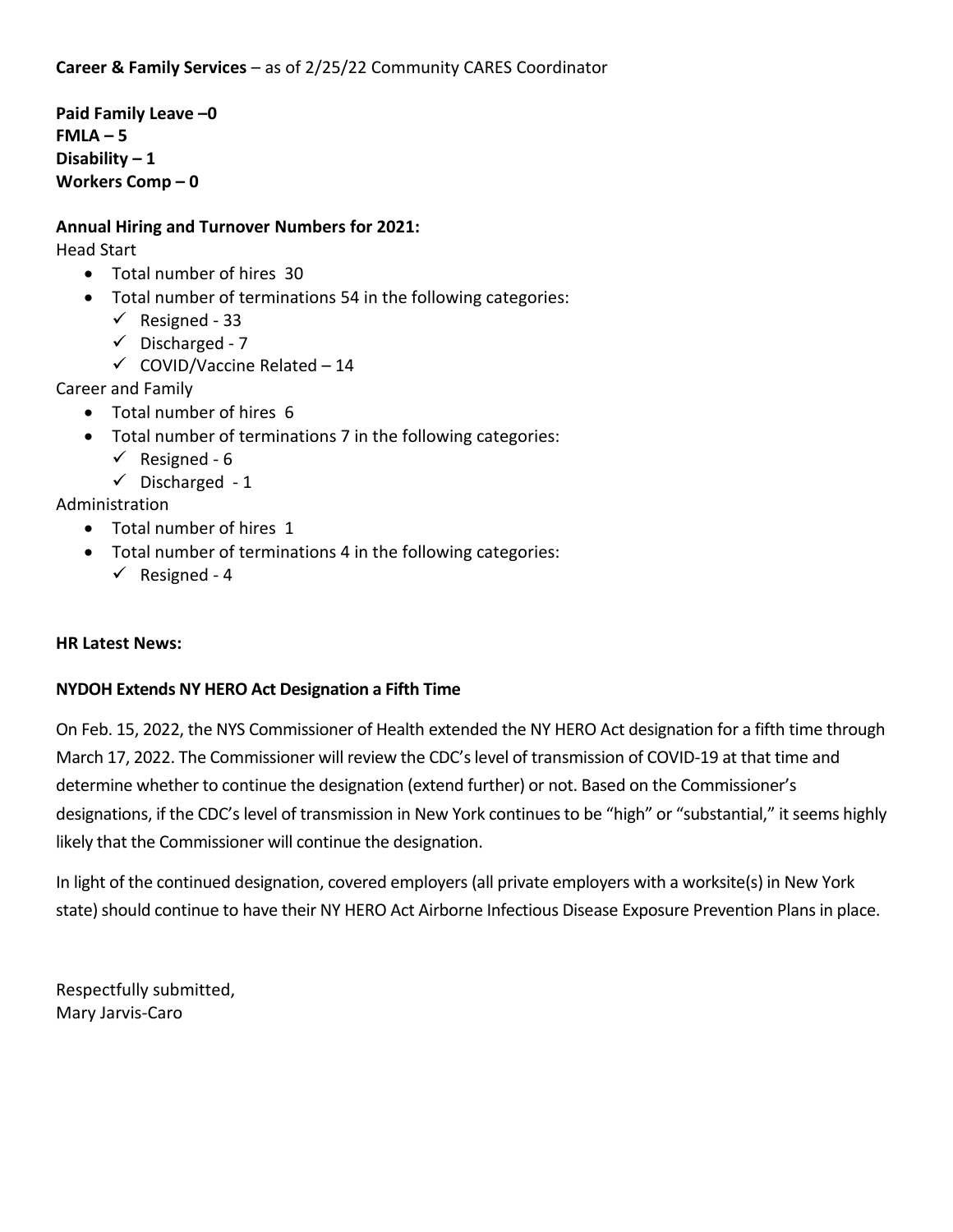**Career & Family Services** – as of 2/25/22 Community CARES Coordinator

**Paid Family Leave –0**
**FMLA – 5**
**Disability – 1**
**Workers Comp – 0**

**Annual Hiring and Turnover Numbers for 2021:**

Head Start

- Total number of hires 30
- Total number of terminations 54 in the following categories:
  - ✓ Resigned - 33
  - ✓ Discharged - 7
  - ✓ COVID/Vaccine Related – 14

Career and Family

- Total number of hires 6
- Total number of terminations 7 in the following categories:
  - ✓ Resigned - 6
  - ✓ Discharged - 1

Administration

- Total number of hires 1
- Total number of terminations 4 in the following categories:
  - ✓ Resigned - 4

**HR Latest News:**

**NYDOH Extends NY HERO Act Designation a Fifth Time**

On Feb. 15, 2022, the NYS Commissioner of Health extended the NY HERO Act designation for a fifth time through March 17, 2022. The Commissioner will review the CDC's level of transmission of COVID-19 at that time and determine whether to continue the designation (extend further) or not. Based on the Commissioner's designations, if the CDC's level of transmission in New York continues to be "high" or "substantial," it seems highly likely that the Commissioner will continue the designation.

In light of the continued designation, covered employers (all private employers with a worksite(s) in New York state) should continue to have their NY HERO Act Airborne Infectious Disease Exposure Prevention Plans in place.

Respectfully submitted,
Mary Jarvis-Caro